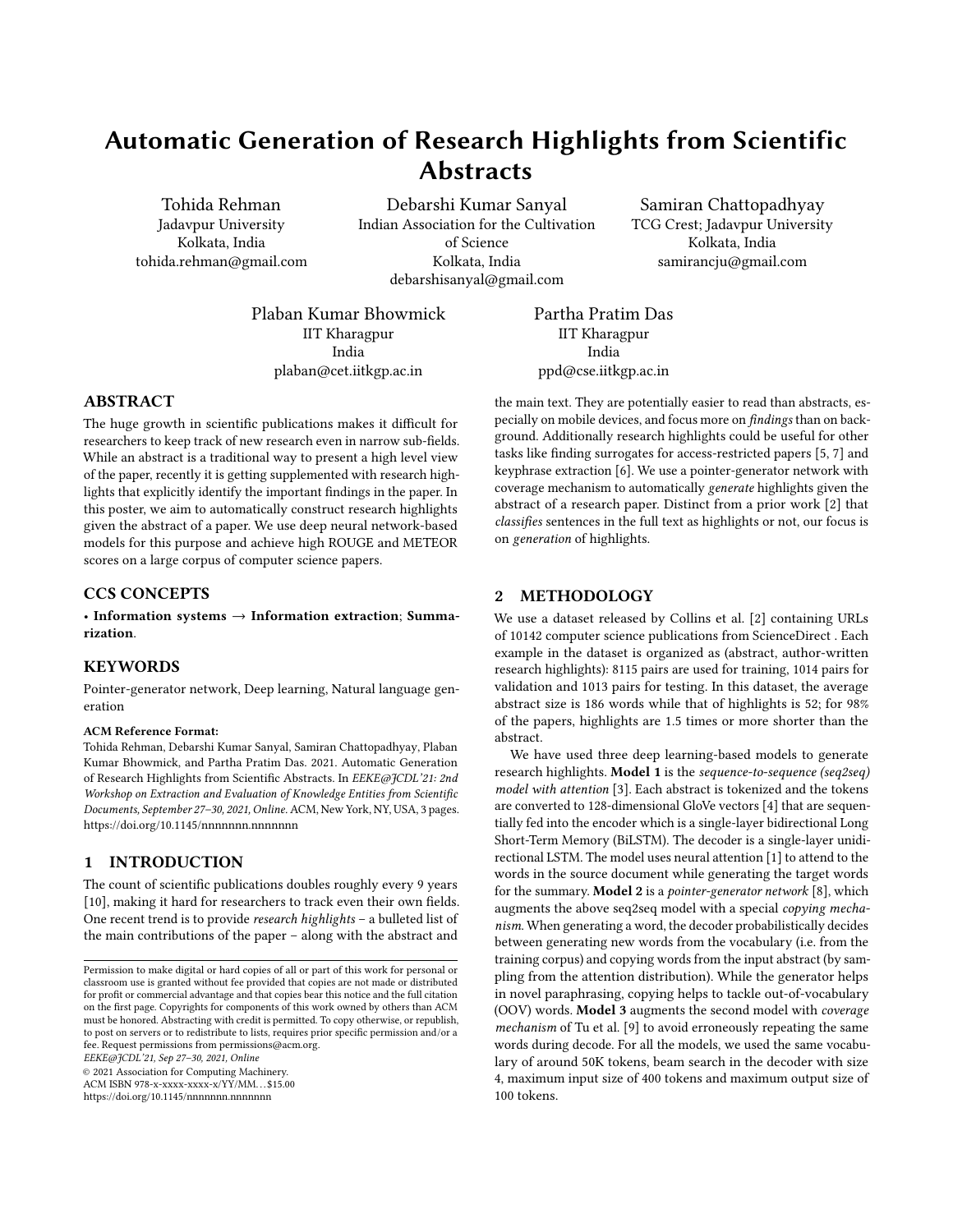# Automatic Generation of Research Highlights from Scientific Abstracts

Tohida Rehman
Jadavpur University
Kolkata, India
tohida.rehman@gmail.com

Debarshi Kumar Sanyal
Indian Association for the Cultivation of Science
Kolkata, India
debarshisanyal@gmail.com

Samiran Chattopadhyay
TCG Crest; Jadavpur University
Kolkata, India
samirancju@gmail.com

Plaban Kumar Bhowmick
IIT Kharagpur
India
plaban@cet.iitkgp.ac.in

Partha Pratim Das
IIT Kharagpur
India
ppd@cse.iitkgp.ac.in

## ABSTRACT

The huge growth in scientific publications makes it difficult for researchers to keep track of new research even in narrow sub-fields. While an abstract is a traditional way to present a high level view of the paper, recently it is getting supplemented with research highlights that explicitly identify the important findings in the paper. In this poster, we aim to automatically construct research highlights given the abstract of a paper. We use deep neural network-based models for this purpose and achieve high ROUGE and METEOR scores on a large corpus of computer science papers.

## CCS CONCEPTS

• **Information systems → Information extraction**; **Summarization**.

## KEYWORDS

Pointer-generator network, Deep learning, Natural language generation

**ACM Reference Format:**
Tohida Rehman, Debarshi Kumar Sanyal, Samiran Chattopadhyay, Plaban Kumar Bhowmick, and Partha Pratim Das. 2021. Automatic Generation of Research Highlights from Scientific Abstracts. In *EEKE@JCDL'21: 2nd Workshop on Extraction and Evaluation of Knowledge Entities from Scientific Documents, September 27–30, 2021, Online.* ACM, New York, NY, USA, 3 pages. https://doi.org/10.1145/nnnnnnn.nnnnnnn

## 1 INTRODUCTION

The count of scientific publications doubles roughly every 9 years [10], making it hard for researchers to track even their own fields. One recent trend is to provide *research highlights* – a bulleted list of the main contributions of the paper – along with the abstract and the main text. They are potentially easier to read than abstracts, especially on mobile devices, and focus more on *findings* than on background. Additionally research highlights could be useful for other tasks like finding surrogates for access-restricted papers [5, 7] and keyphrase extraction [6]. We use a pointer-generator network with coverage mechanism to automatically *generate* highlights given the abstract of a research paper. Distinct from a prior work [2] that *classifies* sentences in the full text as highlights or not, our focus is on *generation* of highlights.

## 2 METHODOLOGY

We use a dataset released by Collins et al. [2] containing URLs of 10142 computer science publications from ScienceDirect . Each example in the dataset is organized as (abstract, author-written research highlights): 8115 pairs are used for training, 1014 pairs for validation and 1013 pairs for testing. In this dataset, the average abstract size is 186 words while that of highlights is 52; for 98% of the papers, highlights are 1.5 times or more shorter than the abstract.

We have used three deep learning-based models to generate research highlights. **Model 1** is the *sequence-to-sequence (seq2seq) model with attention* [3]. Each abstract is tokenized and the tokens are converted to 128-dimensional GloVe vectors [4] that are sequentially fed into the encoder which is a single-layer bidirectional Long Short-Term Memory (BiLSTM). The decoder is a single-layer unidirectional LSTM. The model uses neural attention [1] to attend to the words in the source document while generating the target words for the summary. **Model 2** is a *pointer-generator network* [8], which augments the above seq2seq model with a special *copying mechanism*. When generating a word, the decoder probabilistically decides between generating new words from the vocabulary (i.e. from the training corpus) and copying words from the input abstract (by sampling from the attention distribution). While the generator helps in novel paraphrasing, copying helps to tackle out-of-vocabulary (OOV) words. **Model 3** augments the second model with *coverage mechanism* of Tu et al. [9] to avoid erroneously repeating the same words during decode. For all the models, we used the same vocabulary of around 50K tokens, beam search in the decoder with size 4, maximum input size of 400 tokens and maximum output size of 100 tokens.

Permission to make digital or hard copies of all or part of this work for personal or classroom use is granted without fee provided that copies are not made or distributed for profit or commercial advantage and that copies bear this notice and the full citation on the first page. Copyrights for components of this work owned by others than ACM must be honored. Abstracting with credit is permitted. To copy otherwise, or republish, to post on servers or to redistribute to lists, requires prior specific permission and/or a fee. Request permissions from permissions@acm.org.
*EEKE@JCDL'21, Sep 27–30, 2021, Online*
© 2021 Association for Computing Machinery.
ACM ISBN 978-x-xxxx-xxxx-x/YY/MM…$15.00
https://doi.org/10.1145/nnnnnnn.nnnnnnn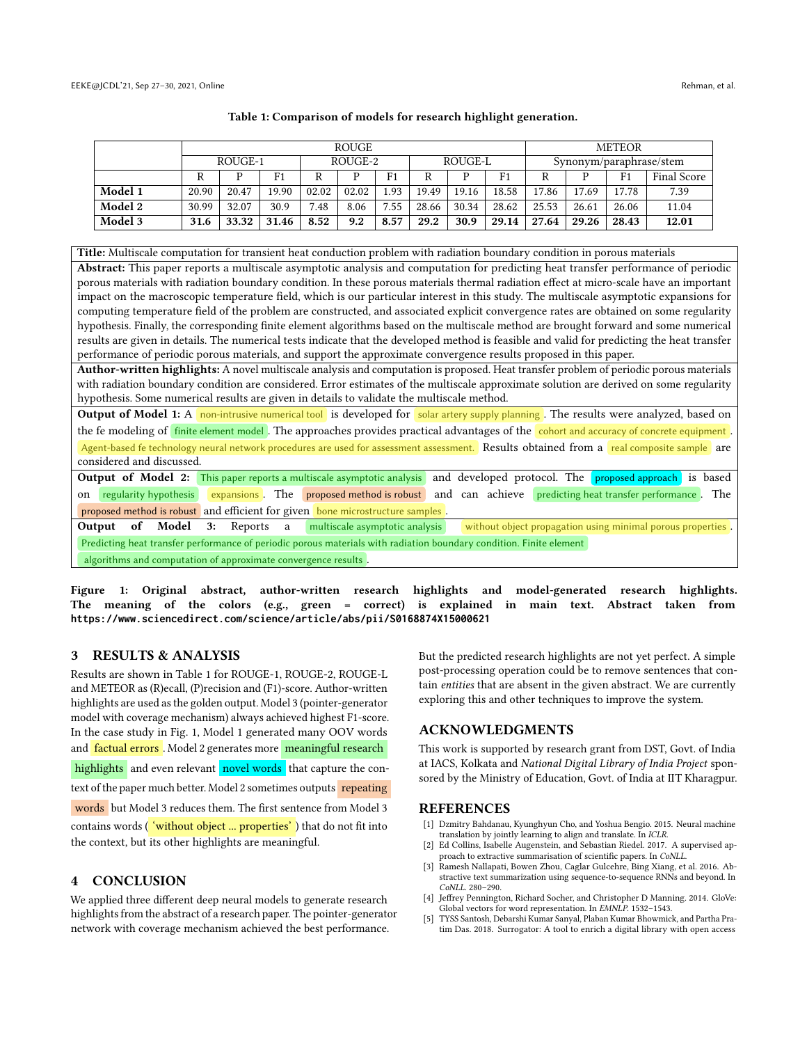**Table 1: Comparison of models for research highlight generation.**

| | ROUGE | | | | | | | | | METEOR | | | |
|---|---|---|---|---|---|---|---|---|---|---|---|---|---|
| | ROUGE-1 | | | ROUGE-2 | | | ROUGE-L | | | Synonym/paraphrase/stem | | | |
| | R | P | F1 | R | P | F1 | R | P | F1 | R | P | F1 | Final Score |
| **Model 1** | 20.90 | 20.47 | 19.90 | 02.02 | 02.02 | 1.93 | 19.49 | 19.16 | 18.58 | 17.86 | 17.69 | 17.78 | 7.39 |
| **Model 2** | 30.99 | 32.07 | 30.9 | 7.48 | 8.06 | 7.55 | 28.66 | 30.34 | 28.62 | 25.53 | 26.61 | 26.06 | 11.04 |
| **Model 3** | **31.6** | **33.32** | **31.46** | **8.52** | **9.2** | **8.57** | **29.2** | **30.9** | **29.14** | **27.64** | **29.26** | **28.43** | **12.01** |

**Title:** Multiscale computation for transient heat conduction problem with radiation boundary condition in porous materials

**Abstract:** This paper reports a multiscale asymptotic analysis and computation for predicting heat transfer performance of periodic porous materials with radiation boundary condition. In these porous materials thermal radiation effect at micro-scale have an important impact on the macroscopic temperature field, which is our particular interest in this study. The multiscale asymptotic expansions for computing temperature field of the problem are constructed, and associated explicit convergence rates are obtained on some regularity hypothesis. Finally, the corresponding finite element algorithms based on the multiscale method are brought forward and some numerical results are given in details. The numerical tests indicate that the developed method is feasible and valid for predicting the heat transfer performance of periodic porous materials, and support the approximate convergence results proposed in this paper.

**Author-written highlights:** A novel multiscale analysis and computation is proposed. Heat transfer problem of periodic porous materials with radiation boundary condition are considered. Error estimates of the multiscale approximate solution are derived on some regularity hypothesis. Some numerical results are given in details to validate the multiscale method.

**Output of Model 1:** A non-intrusive numerical tool is developed for solar artery supply planning. The results were analyzed, based on the fe modeling of finite element model. The approaches provides practical advantages of the cohort and accuracy of concrete equipment. Agent-based fe technology neural network procedures are used for assessment assessment. Results obtained from a real composite sample are considered and discussed.

**Output of Model 2:** This paper reports a multiscale asymptotic analysis and developed protocol. The proposed approach is based on regularity hypothesis expansions. The proposed method is robust and can achieve predicting heat transfer performance. The proposed method is robust and efficient for given bone microstructure samples.

**Output of Model 3:** Reports a multiscale asymptotic analysis without object propagation using minimal porous properties. Predicting heat transfer performance of periodic porous materials with radiation boundary condition. Finite element algorithms and computation of approximate convergence results.

**Figure 1: Original abstract, author-written research highlights and model-generated research highlights. The meaning of the colors (e.g., green = correct) is explained in main text. Abstract taken from https://www.sciencedirect.com/science/article/abs/pii/S0168874X15000621**

## 3 RESULTS & ANALYSIS

Results are shown in Table 1 for ROUGE-1, ROUGE-2, ROUGE-L and METEOR as (R)ecall, (P)recision and (F1)-score. Author-written highlights are used as the golden output. Model 3 (pointer-generator model with coverage mechanism) always achieved highest F1-score. In the case study in Fig. 1, Model 1 generated many OOV words and factual errors. Model 2 generates more meaningful research highlights and even relevant novel words that capture the context of the paper much better. Model 2 sometimes outputs repeating words but Model 3 reduces them. The first sentence from Model 3 contains words ('without object ... properties') that do not fit into the context, but its other highlights are meaningful.

## 4 CONCLUSION

We applied three different deep neural models to generate research highlights from the abstract of a research paper. The pointer-generator network with coverage mechanism achieved the best performance.

But the predicted research highlights are not yet perfect. A simple post-processing operation could be to remove sentences that contain *entities* that are absent in the given abstract. We are currently exploring this and other techniques to improve the system.

## ACKNOWLEDGMENTS

This work is supported by research grant from DST, Govt. of India at IACS, Kolkata and *National Digital Library of India Project* sponsored by the Ministry of Education, Govt. of India at IIT Kharagpur.

## REFERENCES

[1] Dzmitry Bahdanau, Kyunghyun Cho, and Yoshua Bengio. 2015. Neural machine translation by jointly learning to align and translate. In *ICLR*.

[2] Ed Collins, Isabelle Augenstein, and Sebastian Riedel. 2017. A supervised approach to extractive summarisation of scientific papers. In *CoNLL*.

[3] Ramesh Nallapati, Bowen Zhou, Caglar Gulcehre, Bing Xiang, et al. 2016. Abstractive text summarization using sequence-to-sequence RNNs and beyond. In *CoNLL*. 280–290.

[4] Jeffrey Pennington, Richard Socher, and Christopher D Manning. 2014. GloVe: Global vectors for word representation. In *EMNLP*. 1532–1543.

[5] TYSS Santosh, Debarshi Kumar Sanyal, Plaban Kumar Bhowmick, and Partha Pratim Das. 2018. Surrogator: A tool to enrich a digital library with open access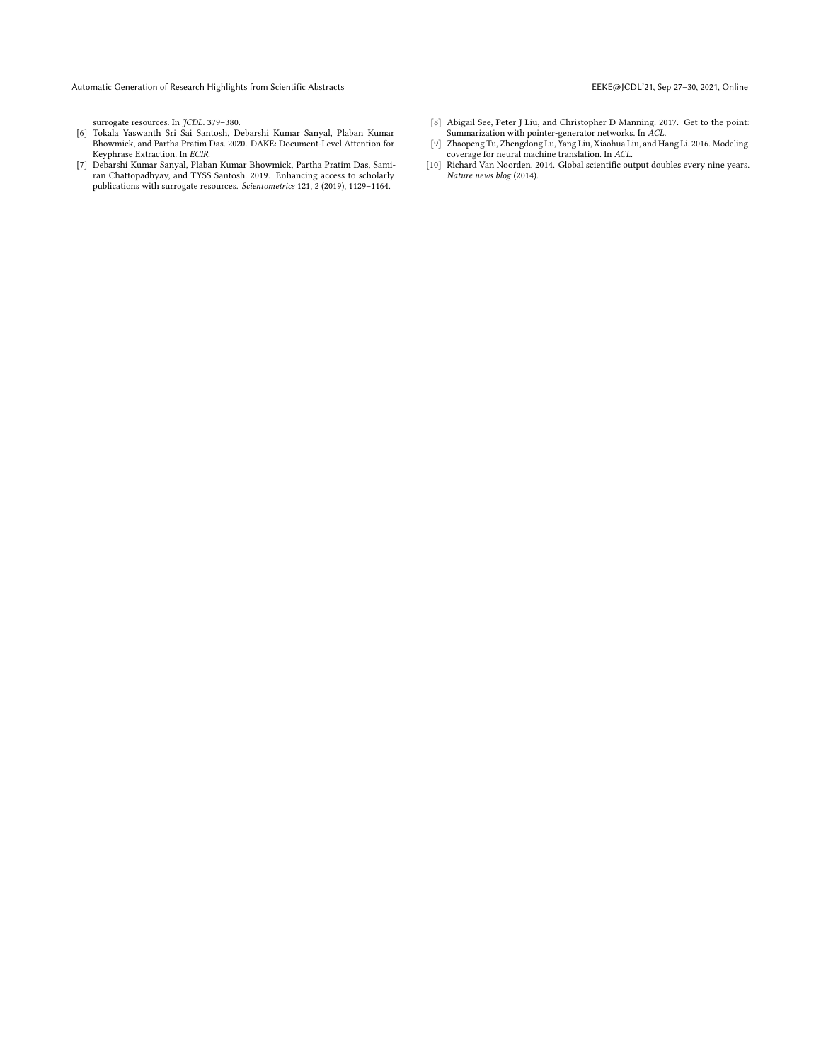surrogate resources. In *JCDL*. 379–380.

[6] Tokala Yaswanth Sri Sai Santosh, Debarshi Kumar Sanyal, Plaban Kumar Bhowmick, and Partha Pratim Das. 2020. DAKE: Document-Level Attention for Keyphrase Extraction. In *ECIR*.

[7] Debarshi Kumar Sanyal, Plaban Kumar Bhowmick, Partha Pratim Das, Samiran Chattopadhyay, and TYSS Santosh. 2019. Enhancing access to scholarly publications with surrogate resources. *Scientometrics* 121, 2 (2019), 1129–1164.

[8] Abigail See, Peter J Liu, and Christopher D Manning. 2017. Get to the point: Summarization with pointer-generator networks. In *ACL*.

[9] Zhaopeng Tu, Zhengdong Lu, Yang Liu, Xiaohua Liu, and Hang Li. 2016. Modeling coverage for neural machine translation. In *ACL*.

[10] Richard Van Noorden. 2014. Global scientific output doubles every nine years. *Nature news blog* (2014).